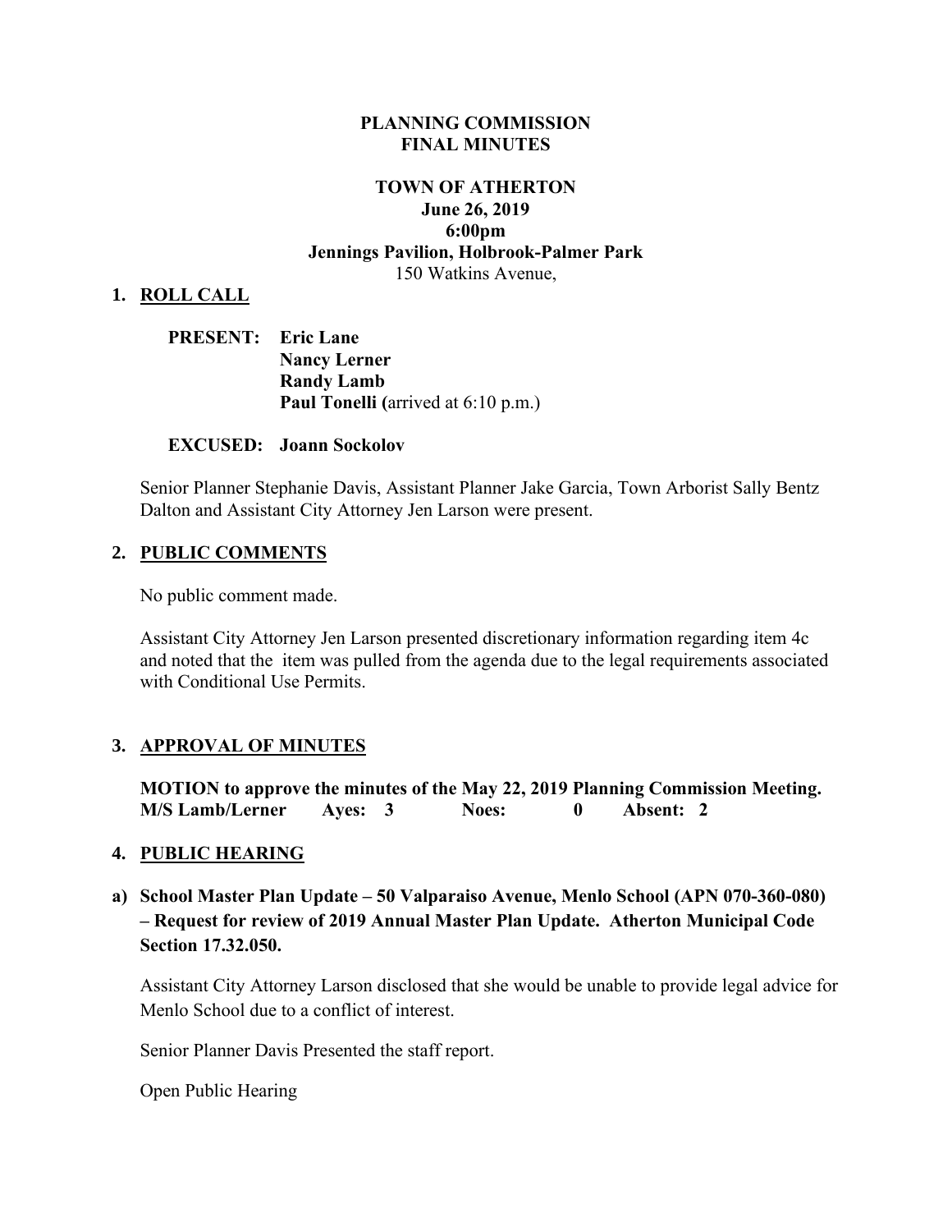# PLANNING COMMISSION
# FINAL MINUTES

## TOWN OF ATHERTON
**June 26, 2019**
**6:00pm**
**Jennings Pavilion, Holbrook-Palmer Park**
150 Watkins Avenue,

## 1. ROLL CALL

**PRESENT:** **Eric Lane**
**Nancy Lerner**
**Randy Lamb**
**Paul Tonelli (**arrived at 6:10 p.m.)

**EXCUSED:** **Joann Sockolov**

Senior Planner Stephanie Davis, Assistant Planner Jake Garcia, Town Arborist Sally Bentz Dalton and Assistant City Attorney Jen Larson were present.

## 2. PUBLIC COMMENTS

No public comment made.

Assistant City Attorney Jen Larson presented discretionary information regarding item 4c and noted that the item was pulled from the agenda due to the legal requirements associated with Conditional Use Permits.

## 3. APPROVAL OF MINUTES

**MOTION to approve the minutes of the May 22, 2019 Planning Commission Meeting.**
**M/S Lamb/Lerner Ayes: 3 Noes: 0 Absent: 2**

## 4. PUBLIC HEARING

**a) School Master Plan Update – 50 Valparaiso Avenue, Menlo School (APN 070-360-080) – Request for review of 2019 Annual Master Plan Update. Atherton Municipal Code Section 17.32.050.**

Assistant City Attorney Larson disclosed that she would be unable to provide legal advice for Menlo School due to a conflict of interest.

Senior Planner Davis Presented the staff report.

Open Public Hearing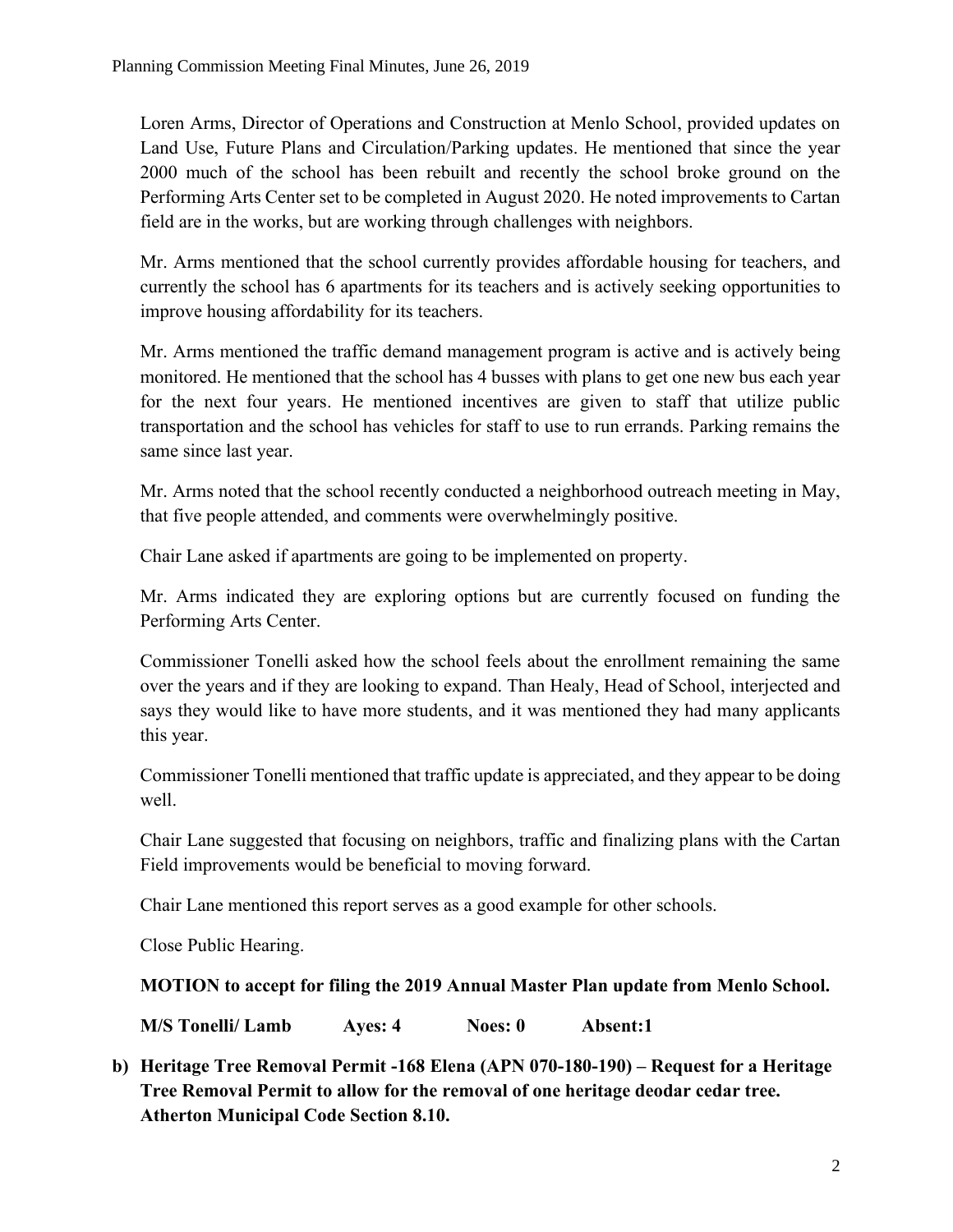Loren Arms, Director of Operations and Construction at Menlo School, provided updates on Land Use, Future Plans and Circulation/Parking updates. He mentioned that since the year 2000 much of the school has been rebuilt and recently the school broke ground on the Performing Arts Center set to be completed in August 2020. He noted improvements to Cartan field are in the works, but are working through challenges with neighbors.

Mr. Arms mentioned that the school currently provides affordable housing for teachers, and currently the school has 6 apartments for its teachers and is actively seeking opportunities to improve housing affordability for its teachers.

Mr. Arms mentioned the traffic demand management program is active and is actively being monitored. He mentioned that the school has 4 busses with plans to get one new bus each year for the next four years. He mentioned incentives are given to staff that utilize public transportation and the school has vehicles for staff to use to run errands. Parking remains the same since last year.

Mr. Arms noted that the school recently conducted a neighborhood outreach meeting in May, that five people attended, and comments were overwhelmingly positive.

Chair Lane asked if apartments are going to be implemented on property.

Mr. Arms indicated they are exploring options but are currently focused on funding the Performing Arts Center.

Commissioner Tonelli asked how the school feels about the enrollment remaining the same over the years and if they are looking to expand. Than Healy, Head of School, interjected and says they would like to have more students, and it was mentioned they had many applicants this year.

Commissioner Tonelli mentioned that traffic update is appreciated, and they appear to be doing well.

Chair Lane suggested that focusing on neighbors, traffic and finalizing plans with the Cartan Field improvements would be beneficial to moving forward.

Chair Lane mentioned this report serves as a good example for other schools.

Close Public Hearing.

**MOTION to accept for filing the 2019 Annual Master Plan update from Menlo School.**

**M/S Tonelli/ Lamb Ayes: 4 Noes: 0 Absent:1**

**b) Heritage Tree Removal Permit -168 Elena (APN 070-180-190) – Request for a Heritage Tree Removal Permit to allow for the removal of one heritage deodar cedar tree. Atherton Municipal Code Section 8.10.**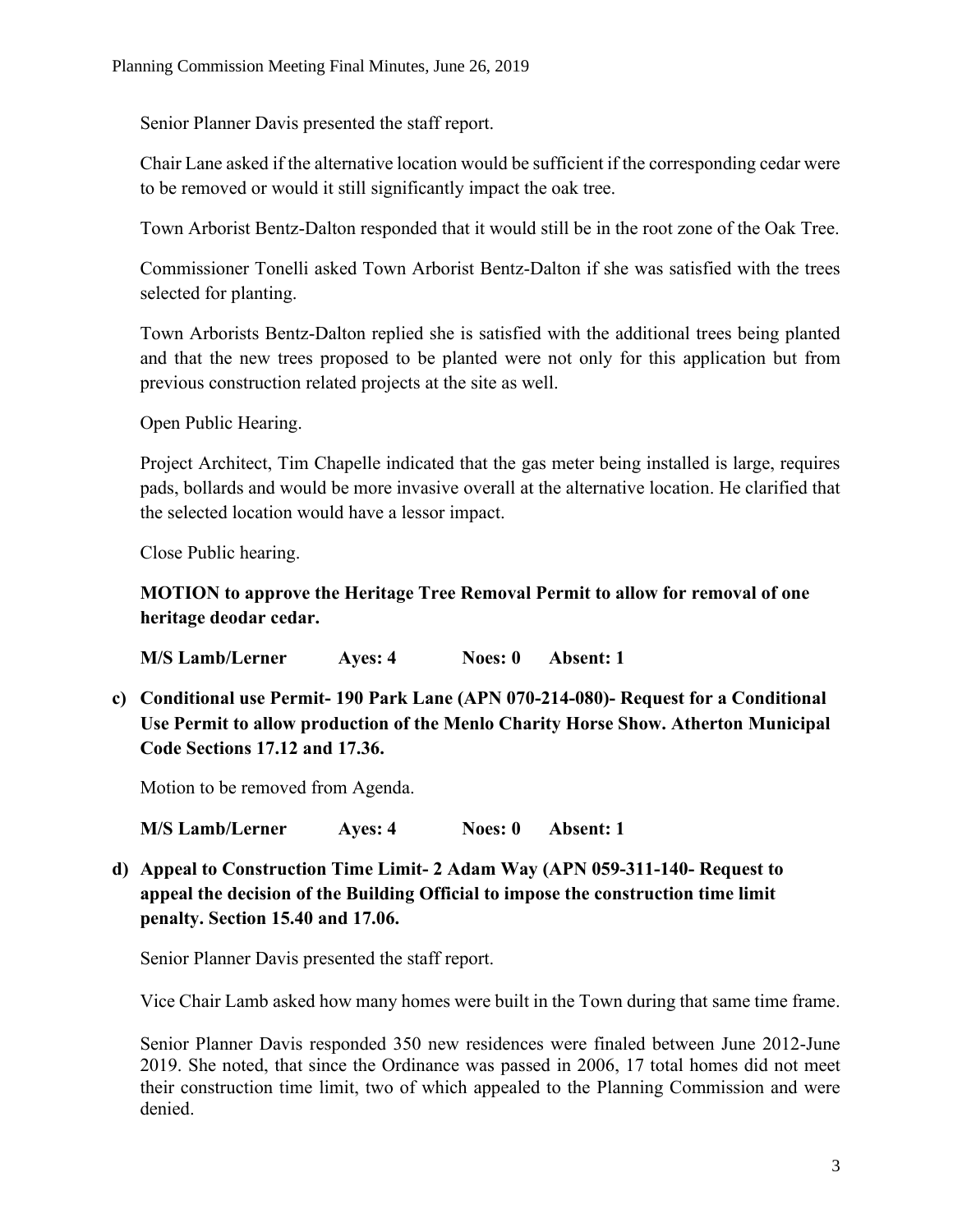Senior Planner Davis presented the staff report.

Chair Lane asked if the alternative location would be sufficient if the corresponding cedar were to be removed or would it still significantly impact the oak tree.

Town Arborist Bentz-Dalton responded that it would still be in the root zone of the Oak Tree.

Commissioner Tonelli asked Town Arborist Bentz-Dalton if she was satisfied with the trees selected for planting.

Town Arborists Bentz-Dalton replied she is satisfied with the additional trees being planted and that the new trees proposed to be planted were not only for this application but from previous construction related projects at the site as well.

Open Public Hearing.

Project Architect, Tim Chapelle indicated that the gas meter being installed is large, requires pads, bollards and would be more invasive overall at the alternative location. He clarified that the selected location would have a lessor impact.

Close Public hearing.

**MOTION to approve the Heritage Tree Removal Permit to allow for removal of one heritage deodar cedar.**

**M/S Lamb/Lerner Ayes: 4 Noes: 0 Absent: 1**

**c) Conditional use Permit- 190 Park Lane (APN 070-214-080)- Request for a Conditional Use Permit to allow production of the Menlo Charity Horse Show. Atherton Municipal Code Sections 17.12 and 17.36.**

Motion to be removed from Agenda.

**M/S Lamb/Lerner Ayes: 4 Noes: 0 Absent: 1**

**d) Appeal to Construction Time Limit- 2 Adam Way (APN 059-311-140- Request to appeal the decision of the Building Official to impose the construction time limit penalty. Section 15.40 and 17.06.**

Senior Planner Davis presented the staff report.

Vice Chair Lamb asked how many homes were built in the Town during that same time frame.

Senior Planner Davis responded 350 new residences were finaled between June 2012-June 2019. She noted, that since the Ordinance was passed in 2006, 17 total homes did not meet their construction time limit, two of which appealed to the Planning Commission and were denied.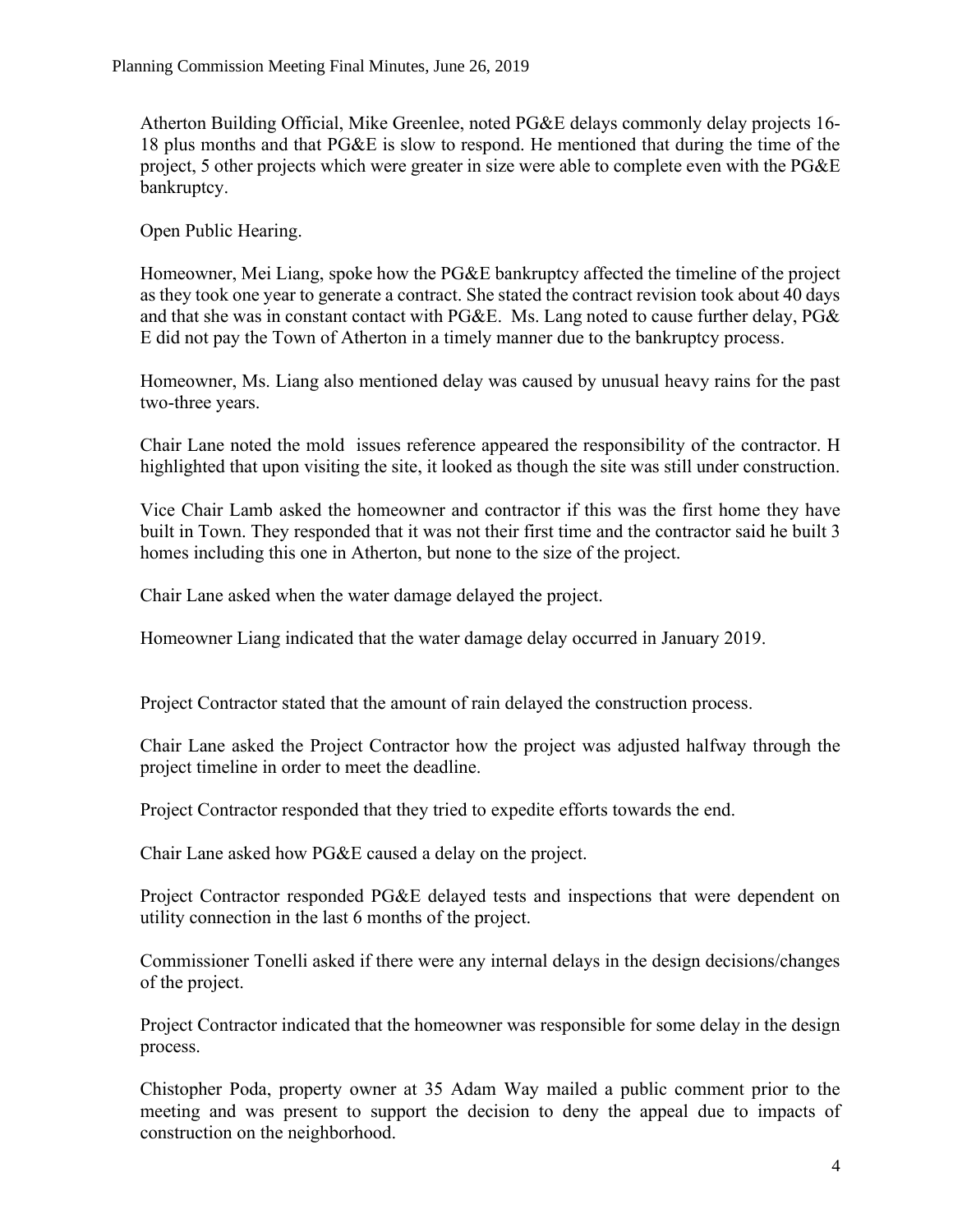Atherton Building Official, Mike Greenlee, noted PG&E delays commonly delay projects 16-18 plus months and that PG&E is slow to respond. He mentioned that during the time of the project, 5 other projects which were greater in size were able to complete even with the PG&E bankruptcy.

Open Public Hearing.

Homeowner, Mei Liang, spoke how the PG&E bankruptcy affected the timeline of the project as they took one year to generate a contract. She stated the contract revision took about 40 days and that she was in constant contact with PG&E. Ms. Lang noted to cause further delay, PG& E did not pay the Town of Atherton in a timely manner due to the bankruptcy process.

Homeowner, Ms. Liang also mentioned delay was caused by unusual heavy rains for the past two-three years.

Chair Lane noted the mold issues reference appeared the responsibility of the contractor. H highlighted that upon visiting the site, it looked as though the site was still under construction.

Vice Chair Lamb asked the homeowner and contractor if this was the first home they have built in Town. They responded that it was not their first time and the contractor said he built 3 homes including this one in Atherton, but none to the size of the project.

Chair Lane asked when the water damage delayed the project.

Homeowner Liang indicated that the water damage delay occurred in January 2019.

Project Contractor stated that the amount of rain delayed the construction process.

Chair Lane asked the Project Contractor how the project was adjusted halfway through the project timeline in order to meet the deadline.

Project Contractor responded that they tried to expedite efforts towards the end.

Chair Lane asked how PG&E caused a delay on the project.

Project Contractor responded PG&E delayed tests and inspections that were dependent on utility connection in the last 6 months of the project.

Commissioner Tonelli asked if there were any internal delays in the design decisions/changes of the project.

Project Contractor indicated that the homeowner was responsible for some delay in the design process.

Chistopher Poda, property owner at 35 Adam Way mailed a public comment prior to the meeting and was present to support the decision to deny the appeal due to impacts of construction on the neighborhood.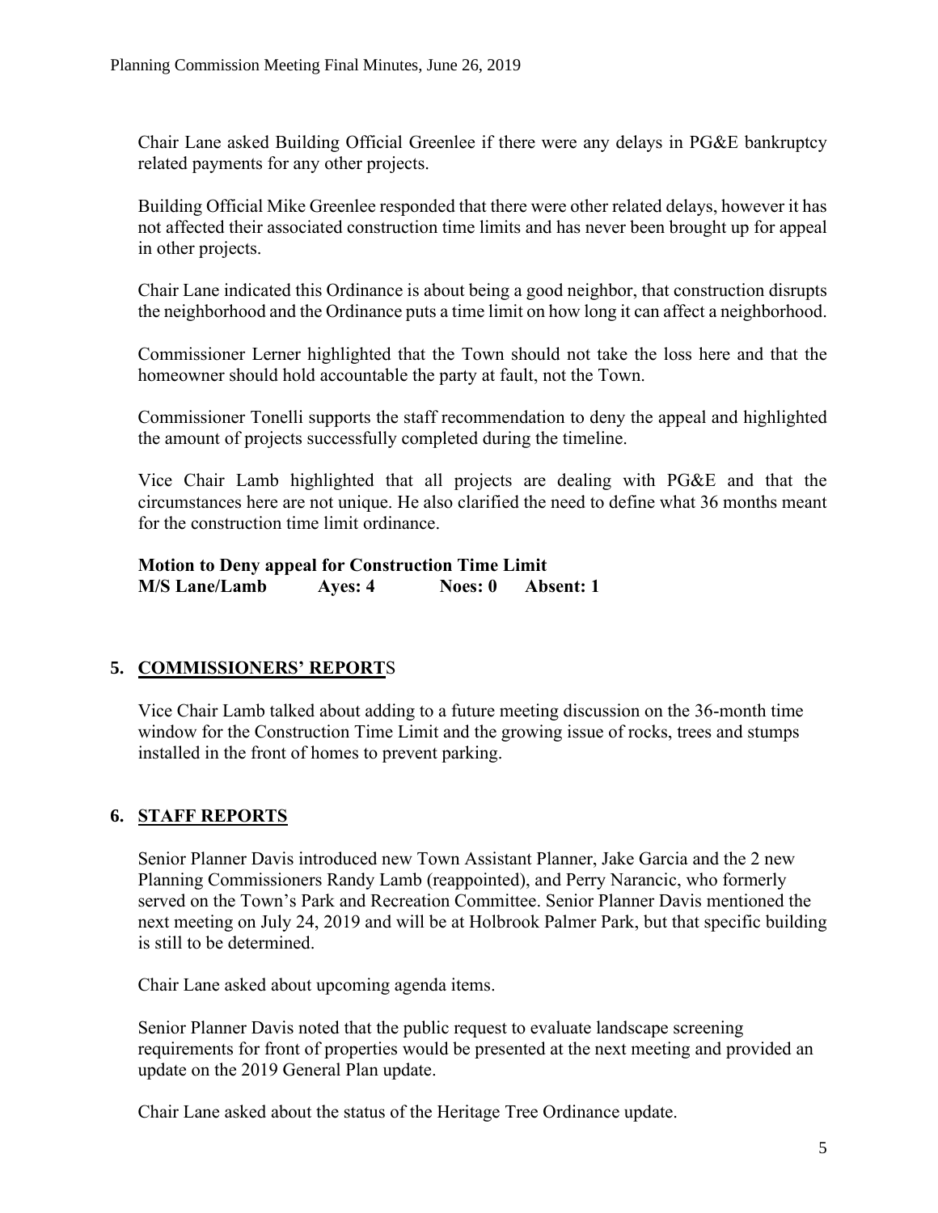Chair Lane asked Building Official Greenlee if there were any delays in PG&E bankruptcy related payments for any other projects.

Building Official Mike Greenlee responded that there were other related delays, however it has not affected their associated construction time limits and has never been brought up for appeal in other projects.

Chair Lane indicated this Ordinance is about being a good neighbor, that construction disrupts the neighborhood and the Ordinance puts a time limit on how long it can affect a neighborhood.

Commissioner Lerner highlighted that the Town should not take the loss here and that the homeowner should hold accountable the party at fault, not the Town.

Commissioner Tonelli supports the staff recommendation to deny the appeal and highlighted the amount of projects successfully completed during the timeline.

Vice Chair Lamb highlighted that all projects are dealing with PG&E and that the circumstances here are not unique. He also clarified the need to define what 36 months meant for the construction time limit ordinance.

**Motion to Deny appeal for Construction Time Limit**
**M/S Lane/Lamb Ayes: 4 Noes: 0 Absent: 1**

## 5. COMMISSIONERS' REPORTS

Vice Chair Lamb talked about adding to a future meeting discussion on the 36-month time window for the Construction Time Limit and the growing issue of rocks, trees and stumps installed in the front of homes to prevent parking.

## 6. STAFF REPORTS

Senior Planner Davis introduced new Town Assistant Planner, Jake Garcia and the 2 new Planning Commissioners Randy Lamb (reappointed), and Perry Narancic, who formerly served on the Town's Park and Recreation Committee. Senior Planner Davis mentioned the next meeting on July 24, 2019 and will be at Holbrook Palmer Park, but that specific building is still to be determined.

Chair Lane asked about upcoming agenda items.

Senior Planner Davis noted that the public request to evaluate landscape screening requirements for front of properties would be presented at the next meeting and provided an update on the 2019 General Plan update.

Chair Lane asked about the status of the Heritage Tree Ordinance update.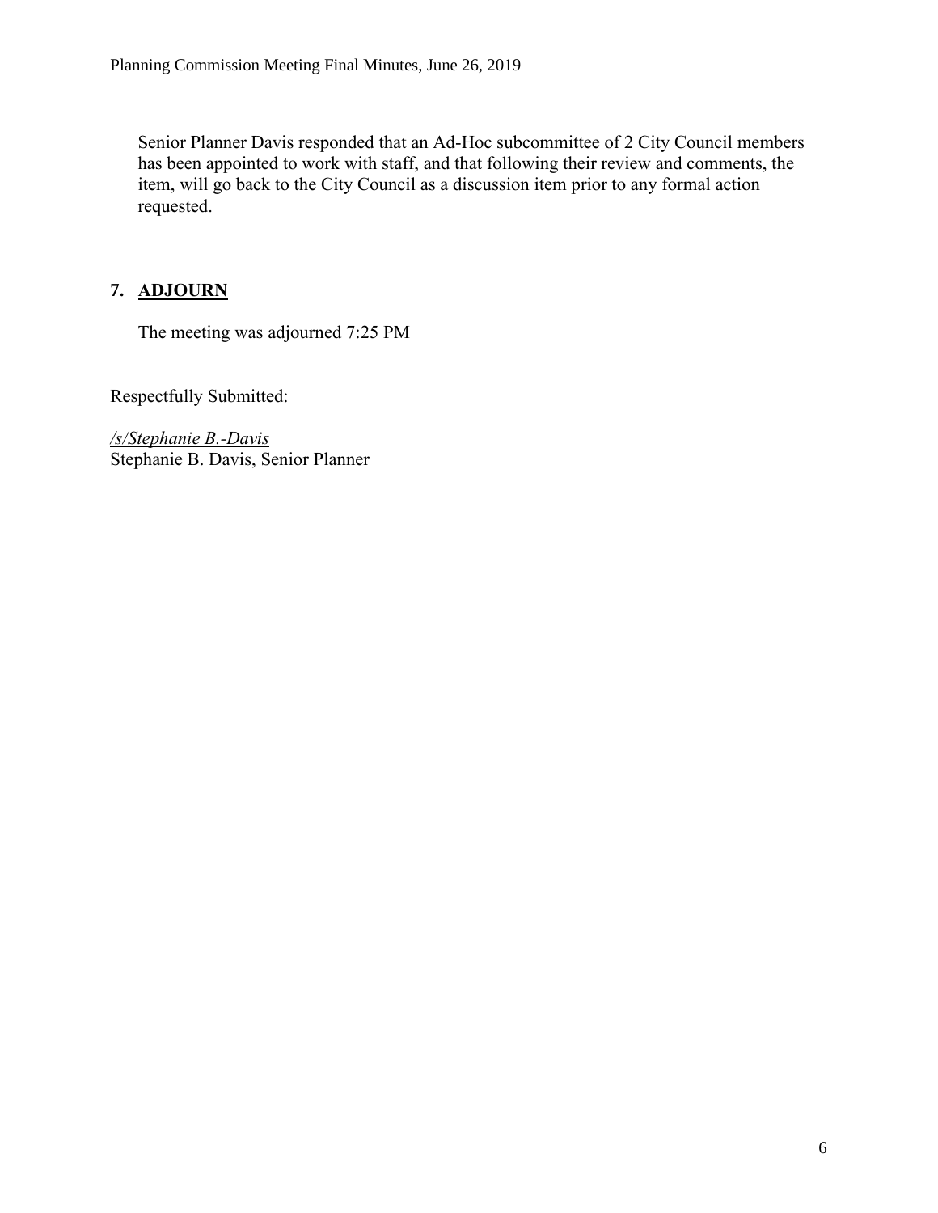Senior Planner Davis responded that an Ad-Hoc subcommittee of 2 City Council members has been appointed to work with staff, and that following their review and comments, the item, will go back to the City Council as a discussion item prior to any formal action requested.

## 7. ADJOURN

The meeting was adjourned 7:25 PM

Respectfully Submitted:

*/s/Stephanie B.-Davis*
Stephanie B. Davis, Senior Planner